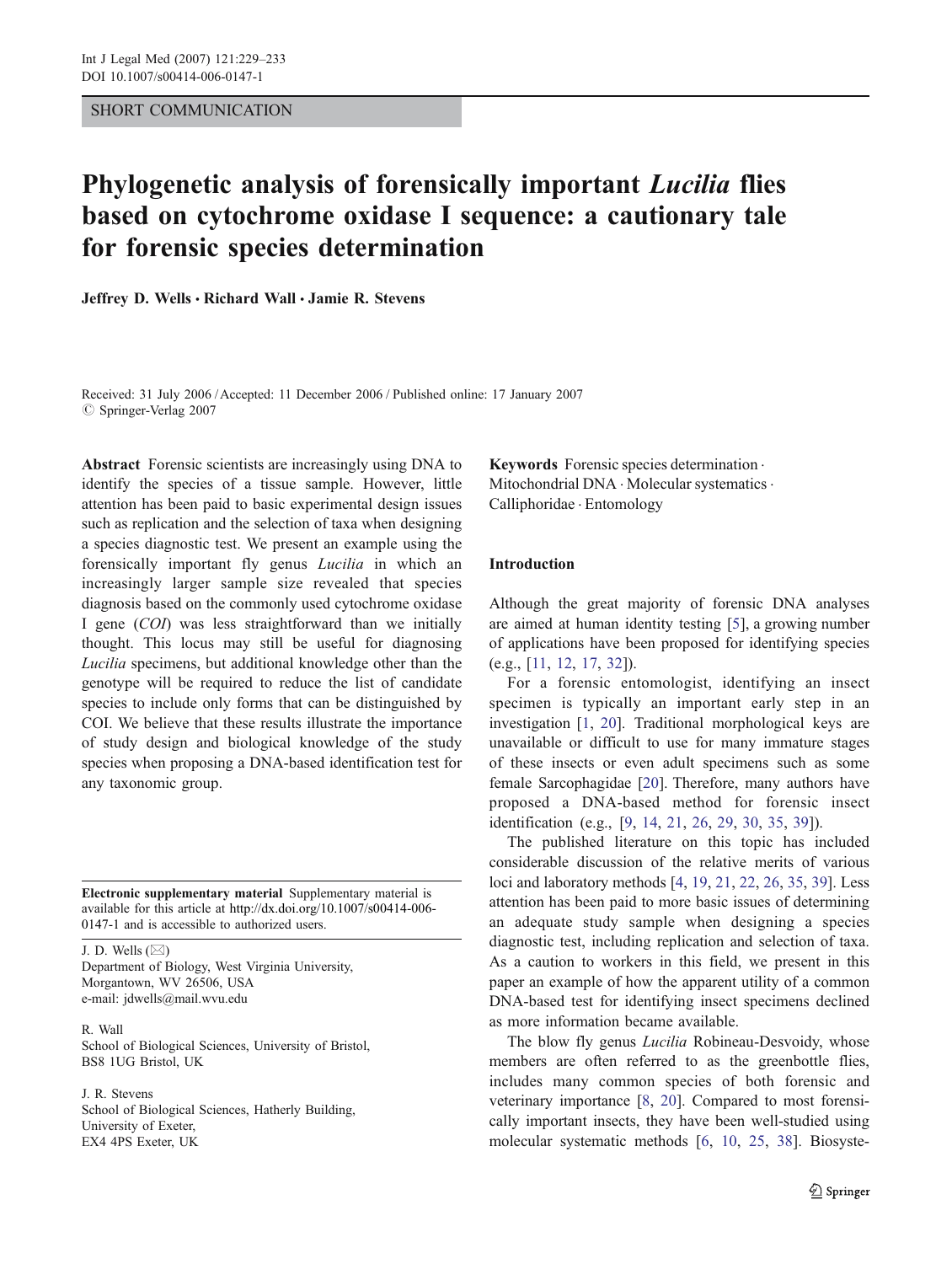SHORT COMMUNICATION

# Phylogenetic analysis of forensically important *Lucilia* flies based on cytochrome oxidase I sequence: a cautionary tale for forensic species determination

**Jeffrey D. Wells · Richard Wall · Jamie R. Stevens**

Received: 31 July 2006 / Accepted: 11 December 2006 / Published online: 17 January 2007
© Springer-Verlag 2007

**Abstract** Forensic scientists are increasingly using DNA to identify the species of a tissue sample. However, little attention has been paid to basic experimental design issues such as replication and the selection of taxa when designing a species diagnostic test. We present an example using the forensically important fly genus *Lucilia* in which an increasingly larger sample size revealed that species diagnosis based on the commonly used cytochrome oxidase I gene (*COI*) was less straightforward than we initially thought. This locus may still be useful for diagnosing *Lucilia* specimens, but additional knowledge other than the genotype will be required to reduce the list of candidate species to include only forms that can be distinguished by COI. We believe that these results illustrate the importance of study design and biological knowledge of the study species when proposing a DNA-based identification test for any taxonomic group.

**Keywords** Forensic species determination · Mitochondrial DNA · Molecular systematics · Calliphoridae · Entomology

**Electronic supplementary material** Supplementary material is available for this article at http://dx.doi.org/10.1007/s00414-006-0147-1 and is accessible to authorized users.

J. D. Wells (✉)
Department of Biology, West Virginia University,
Morgantown, WV 26506, USA
e-mail: jdwells@mail.wvu.edu

R. Wall
School of Biological Sciences, University of Bristol,
BS8 1UG Bristol, UK

J. R. Stevens
School of Biological Sciences, Hatherly Building,
University of Exeter,
EX4 4PS Exeter, UK

## Introduction

Although the great majority of forensic DNA analyses are aimed at human identity testing [5], a growing number of applications have been proposed for identifying species (e.g., [11, 12, 17, 32]).

For a forensic entomologist, identifying an insect specimen is typically an important early step in an investigation [1, 20]. Traditional morphological keys are unavailable or difficult to use for many immature stages of these insects or even adult specimens such as some female Sarcophagidae [20]. Therefore, many authors have proposed a DNA-based method for forensic insect identification (e.g., [9, 14, 21, 26, 29, 30, 35, 39]).

The published literature on this topic has included considerable discussion of the relative merits of various loci and laboratory methods [4, 19, 21, 22, 26, 35, 39]. Less attention has been paid to more basic issues of determining an adequate study sample when designing a species diagnostic test, including replication and selection of taxa. As a caution to workers in this field, we present in this paper an example of how the apparent utility of a common DNA-based test for identifying insect specimens declined as more information became available.

The blow fly genus *Lucilia* Robineau-Desvoidy, whose members are often referred to as the greenbottle flies, includes many common species of both forensic and veterinary importance [8, 20]. Compared to most forensically important insects, they have been well-studied using molecular systematic methods [6, 10, 25, 38]. Biosyste-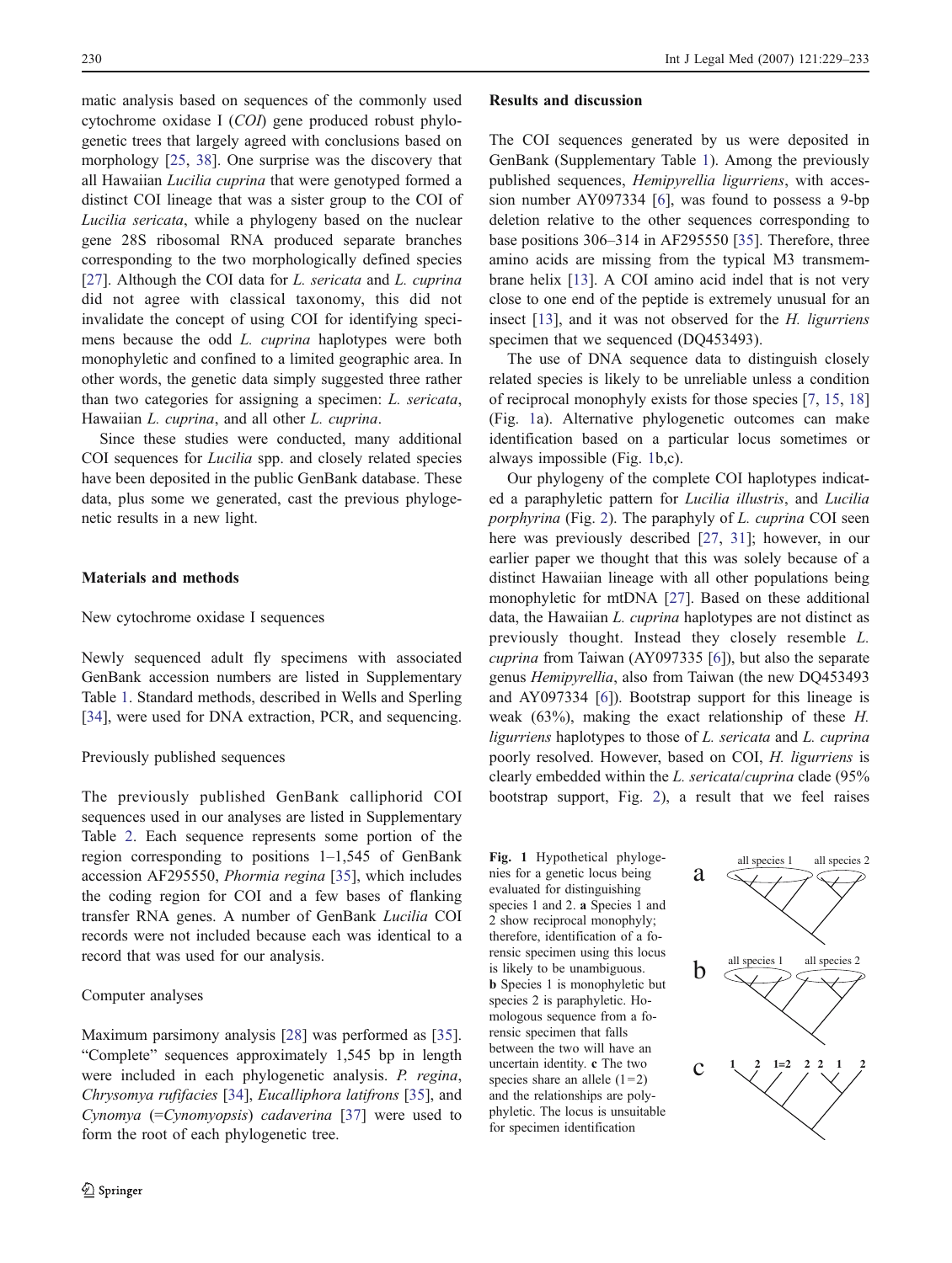matic analysis based on sequences of the commonly used cytochrome oxidase I (*COI*) gene produced robust phylogenetic trees that largely agreed with conclusions based on morphology [25, 38]. One surprise was the discovery that all Hawaiian *Lucilia cuprina* that were genotyped formed a distinct COI lineage that was a sister group to the COI of *Lucilia sericata*, while a phylogeny based on the nuclear gene 28S ribosomal RNA produced separate branches corresponding to the two morphologically defined species [27]. Although the COI data for *L. sericata* and *L. cuprina* did not agree with classical taxonomy, this did not invalidate the concept of using COI for identifying specimens because the odd *L. cuprina* haplotypes were both monophyletic and confined to a limited geographic area. In other words, the genetic data simply suggested three rather than two categories for assigning a specimen: *L. sericata*, Hawaiian *L. cuprina*, and all other *L. cuprina*.

Since these studies were conducted, many additional COI sequences for *Lucilia* spp. and closely related species have been deposited in the public GenBank database. These data, plus some we generated, cast the previous phylogenetic results in a new light.

## Materials and methods

### New cytochrome oxidase I sequences

Newly sequenced adult fly specimens with associated GenBank accession numbers are listed in Supplementary Table 1. Standard methods, described in Wells and Sperling [34], were used for DNA extraction, PCR, and sequencing.

### Previously published sequences

The previously published GenBank calliphorid COI sequences used in our analyses are listed in Supplementary Table 2. Each sequence represents some portion of the region corresponding to positions 1–1,545 of GenBank accession AF295550, *Phormia regina* [35], which includes the coding region for COI and a few bases of flanking transfer RNA genes. A number of GenBank *Lucilia* COI records were not included because each was identical to a record that was used for our analysis.

### Computer analyses

Maximum parsimony analysis [28] was performed as [35]. "Complete" sequences approximately 1,545 bp in length were included in each phylogenetic analysis. *P. regina*, *Chrysomya rufifacies* [34], *Eucalliphora latifrons* [35], and *Cynomya* (=*Cynomyopsis*) *cadaverina* [37] were used to form the root of each phylogenetic tree.

## Results and discussion

The COI sequences generated by us were deposited in GenBank (Supplementary Table 1). Among the previously published sequences, *Hemipyrellia ligurriens*, with accession number AY097334 [6], was found to possess a 9-bp deletion relative to the other sequences corresponding to base positions 306–314 in AF295550 [35]. Therefore, three amino acids are missing from the typical M3 transmembrane helix [13]. A COI amino acid indel that is not very close to one end of the peptide is extremely unusual for an insect [13], and it was not observed for the *H. ligurriens* specimen that we sequenced (DQ453493).

The use of DNA sequence data to distinguish closely related species is likely to be unreliable unless a condition of reciprocal monophyly exists for those species [7, 15, 18] (Fig. 1a). Alternative phylogenetic outcomes can make identification based on a particular locus sometimes or always impossible (Fig. 1b,c).

Our phylogeny of the complete COI haplotypes indicated a paraphyletic pattern for *Lucilia illustris*, and *Lucilia porphyrina* (Fig. 2). The paraphyly of *L. cuprina* COI seen here was previously described [27, 31]; however, in our earlier paper we thought that this was solely because of a distinct Hawaiian lineage with all other populations being monophyletic for mtDNA [27]. Based on these additional data, the Hawaiian *L. cuprina* haplotypes are not distinct as previously thought. Instead they closely resemble *L. cuprina* from Taiwan (AY097335 [6]), but also the separate genus *Hemipyrellia*, also from Taiwan (the new DQ453493 and AY097334 [6]). Bootstrap support for this lineage is weak (63%), making the exact relationship of these *H. ligurriens* haplotypes to those of *L. sericata* and *L. cuprina* poorly resolved. However, based on COI, *H. ligurriens* is clearly embedded within the *L. sericata*/*cuprina* clade (95% bootstrap support, Fig. 2), a result that we feel raises

**Fig. 1** Hypothetical phylogenies for a genetic locus being evaluated for distinguishing species 1 and 2. **a** Species 1 and 2 show reciprocal monophyly; therefore, identification of a forensic specimen using this locus is likely to be unambiguous. **b** Species 1 is monophyletic but species 2 is paraphyletic. Homologous sequence from a forensic specimen that falls between the two will have an uncertain identity. **c** The two species share an allele (1=2) and the relationships are polyphyletic. The locus is unsuitable for specimen identification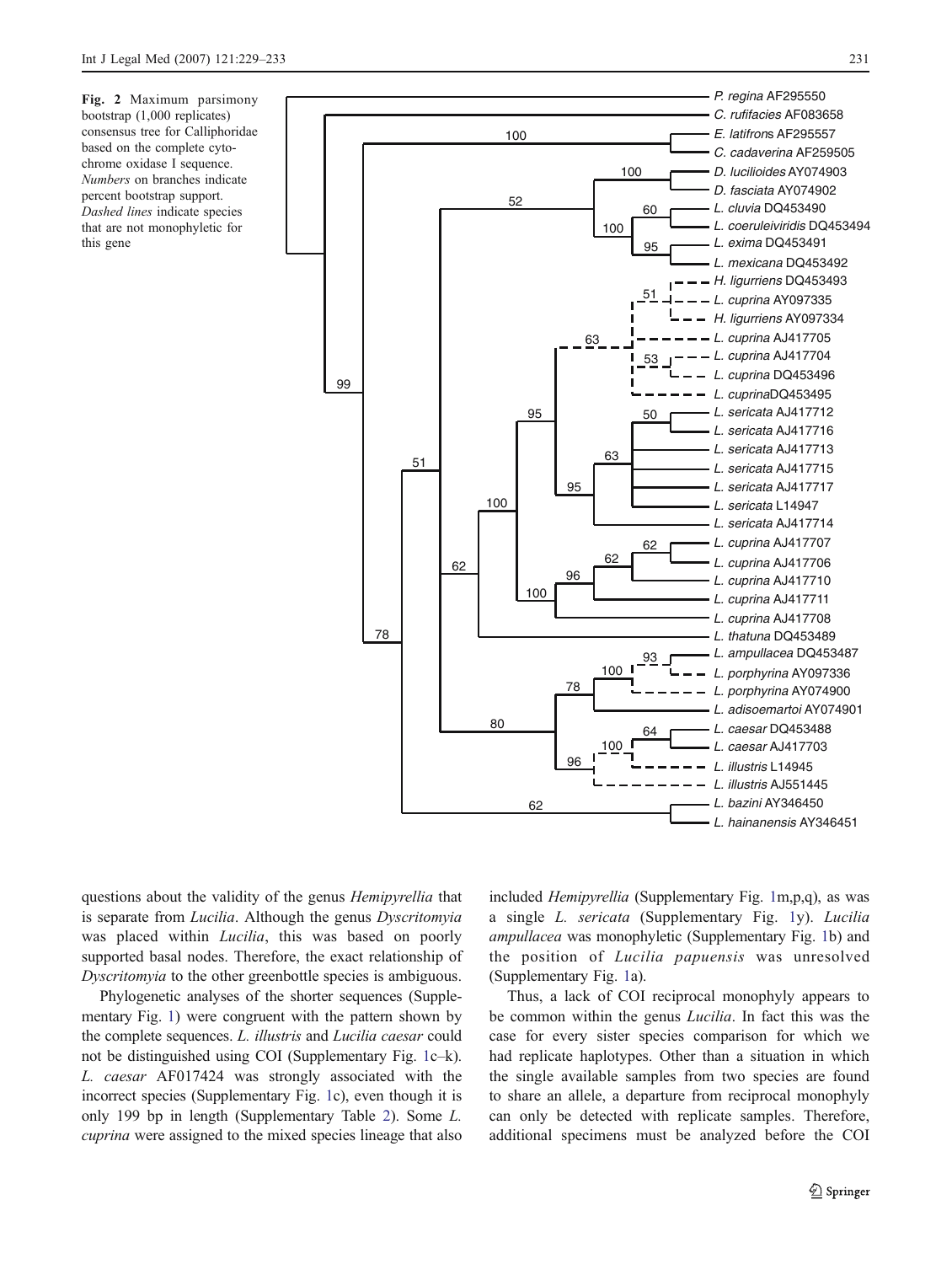**Fig. 2** Maximum parsimony bootstrap (1,000 replicates) consensus tree for Calliphoridae based on the complete cytochrome oxidase I sequence. *Numbers* on branches indicate percent bootstrap support. *Dashed lines* indicate species that are not monophyletic for this gene

questions about the validity of the genus *Hemipyrellia* that is separate from *Lucilia*. Although the genus *Dyscritomyia* was placed within *Lucilia*, this was based on poorly supported basal nodes. Therefore, the exact relationship of *Dyscritomyia* to the other greenbottle species is ambiguous.

Phylogenetic analyses of the shorter sequences (Supplementary Fig. 1) were congruent with the pattern shown by the complete sequences. *L. illustris* and *Lucilia caesar* could not be distinguished using COI (Supplementary Fig. 1c–k). *L. caesar* AF017424 was strongly associated with the incorrect species (Supplementary Fig. 1c), even though it is only 199 bp in length (Supplementary Table 2). Some *L. cuprina* were assigned to the mixed species lineage that also included *Hemipyrellia* (Supplementary Fig. 1m,p,q), as was a single *L. sericata* (Supplementary Fig. 1y). *Lucilia ampullacea* was monophyletic (Supplementary Fig. 1b) and the position of *Lucilia papuensis* was unresolved (Supplementary Fig. 1a).

Thus, a lack of COI reciprocal monophyly appears to be common within the genus *Lucilia*. In fact this was the case for every sister species comparison for which we had replicate haplotypes. Other than a situation in which the single available samples from two species are found to share an allele, a departure from reciprocal monophyly can only be detected with replicate samples. Therefore, additional specimens must be analyzed before the COI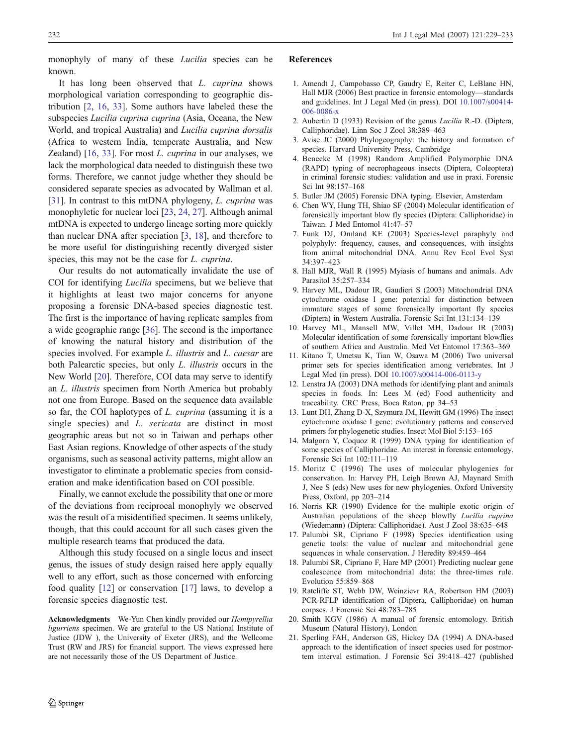monophyly of many of these *Lucilia* species can be known.

It has long been observed that *L. cuprina* shows morphological variation corresponding to geographic distribution [2, 16, 33]. Some authors have labeled these the subspecies *Lucilia cuprina cuprina* (Asia, Oceana, the New World, and tropical Australia) and *Lucilia cuprina dorsalis* (Africa to western India, temperate Australia, and New Zealand) [16, 33]. For most *L. cuprina* in our analyses, we lack the morphological data needed to distinguish these two forms. Therefore, we cannot judge whether they should be considered separate species as advocated by Wallman et al. [31]. In contrast to this mtDNA phylogeny, *L. cuprina* was monophyletic for nuclear loci [23, 24, 27]. Although animal mtDNA is expected to undergo lineage sorting more quickly than nuclear DNA after speciation [3, 18], and therefore to be more useful for distinguishing recently diverged sister species, this may not be the case for *L. cuprina*.

Our results do not automatically invalidate the use of COI for identifying *Lucilia* specimens, but we believe that it highlights at least two major concerns for anyone proposing a forensic DNA-based species diagnostic test. The first is the importance of having replicate samples from a wide geographic range [36]. The second is the importance of knowing the natural history and distribution of the species involved. For example *L. illustris* and *L. caesar* are both Palearctic species, but only *L. illustris* occurs in the New World [20]. Therefore, COI data may serve to identify an *L. illustris* specimen from North America but probably not one from Europe. Based on the sequence data available so far, the COI haplotypes of *L. cuprina* (assuming it is a single species) and *L. sericata* are distinct in most geographic areas but not so in Taiwan and perhaps other East Asian regions. Knowledge of other aspects of the study organisms, such as seasonal activity patterns, might allow an investigator to eliminate a problematic species from consideration and make identification based on COI possible.

Finally, we cannot exclude the possibility that one or more of the deviations from reciprocal monophyly we observed was the result of a misidentified specimen. It seems unlikely, though, that this could account for all such cases given the multiple research teams that produced the data.

Although this study focused on a single locus and insect genus, the issues of study design raised here apply equally well to any effort, such as those concerned with enforcing food quality [12] or conservation [17] laws, to develop a forensic species diagnostic test.

**Acknowledgments** We-Yun Chen kindly provided our *Hemipyrellia ligurriens* specimen. We are grateful to the US National Institute of Justice (JDW ), the University of Exeter (JRS), and the Wellcome Trust (RW and JRS) for financial support. The views expressed here are not necessarily those of the US Department of Justice.

## References

1. Amendt J, Campobasso CP, Gaudry E, Reiter C, LeBlanc HN, Hall MJR (2006) Best practice in forensic entomology—standards and guidelines. Int J Legal Med (in press). DOI 10.1007/s00414-006-0086-x
2. Aubertin D (1933) Revision of the genus *Lucilia* R.-D. (Diptera, Calliphoridae). Linn Soc J Zool 38:389–463
3. Avise JC (2000) Phylogeography: the history and formation of species. Harvard University Press, Cambridge
4. Benecke M (1998) Random Amplified Polymorphic DNA (RAPD) typing of necrophageous insects (Diptera, Coleoptera) in criminal forensic studies: validation and use in praxi. Forensic Sci Int 98:157–168
5. Butler JM (2005) Forensic DNA typing. Elsevier, Amsterdam
6. Chen WY, Hung TH, Shiao SF (2004) Molecular identification of forensically important blow fly species (Diptera: Calliphoridae) in Taiwan. J Med Entomol 41:47–57
7. Funk DJ, Omland KE (2003) Species-level paraphyly and polyphyly: frequency, causes, and consequences, with insights from animal mitochondrial DNA. Annu Rev Ecol Evol Syst 34:397–423
8. Hall MJR, Wall R (1995) Myiasis of humans and animals. Adv Parasitol 35:257–334
9. Harvey ML, Dadour IR, Gaudieri S (2003) Mitochondrial DNA cytochrome oxidase I gene: potential for distinction between immature stages of some forensically important fly species (Diptera) in Western Australia. Forensic Sci Int 131:134–139
10. Harvey ML, Mansell MW, Villet MH, Dadour IR (2003) Molecular identification of some forensically important blowflies of southern Africa and Australia. Med Vet Entomol 17:363–369
11. Kitano T, Umetsu K, Tian W, Osawa M (2006) Two universal primer sets for species identification among vertebrates. Int J Legal Med (in press). DOI 10.1007/s00414-006-0113-y
12. Lenstra JA (2003) DNA methods for identifying plant and animals species in foods. In: Lees M (ed) Food authenticity and traceability. CRC Press, Boca Raton, pp 34–53
13. Lunt DH, Zhang D-X, Szymura JM, Hewitt GM (1996) The insect cytochrome oxidase I gene: evolutionary patterns and conserved primers for phylogenetic studies. Insect Mol Biol 5:153–165
14. Malgorn Y, Coquoz R (1999) DNA typing for identification of some species of Calliphoridae. An interest in forensic entomology. Forensic Sci Int 102:111–119
15. Moritz C (1996) The uses of molecular phylogenies for conservation. In: Harvey PH, Leigh Brown AJ, Maynard Smith J, Nee S (eds) New uses for new phylogenies. Oxford University Press, Oxford, pp 203–214
16. Norris KR (1990) Evidence for the multiple exotic origin of Australian populations of the sheep blowfly *Lucilia cuprina* (Wiedemann) (Diptera: Calliphoridae). Aust J Zool 38:635–648
17. Palumbi SR, Cipriano F (1998) Species identification using genetic tools: the value of nuclear and mitochondrial gene sequences in whale conservation. J Heredity 89:459–464
18. Palumbi SR, Cipriano F, Hare MP (2001) Predicting nuclear gene coalescence from mitochondrial data: the three-times rule. Evolution 55:859–868
19. Ratcliffe ST, Webb DW, Weinzievr RA, Robertson HM (2003) PCR-RFLP identification of (Diptera, Calliphoridae) on human corpses. J Forensic Sci 48:783–785
20. Smith KGV (1986) A manual of forensic entomology. British Museum (Natural History), London
21. Sperling FAH, Anderson GS, Hickey DA (1994) A DNA-based approach to the identification of insect species used for postmortem interval estimation. J Forensic Sci 39:418–427 (published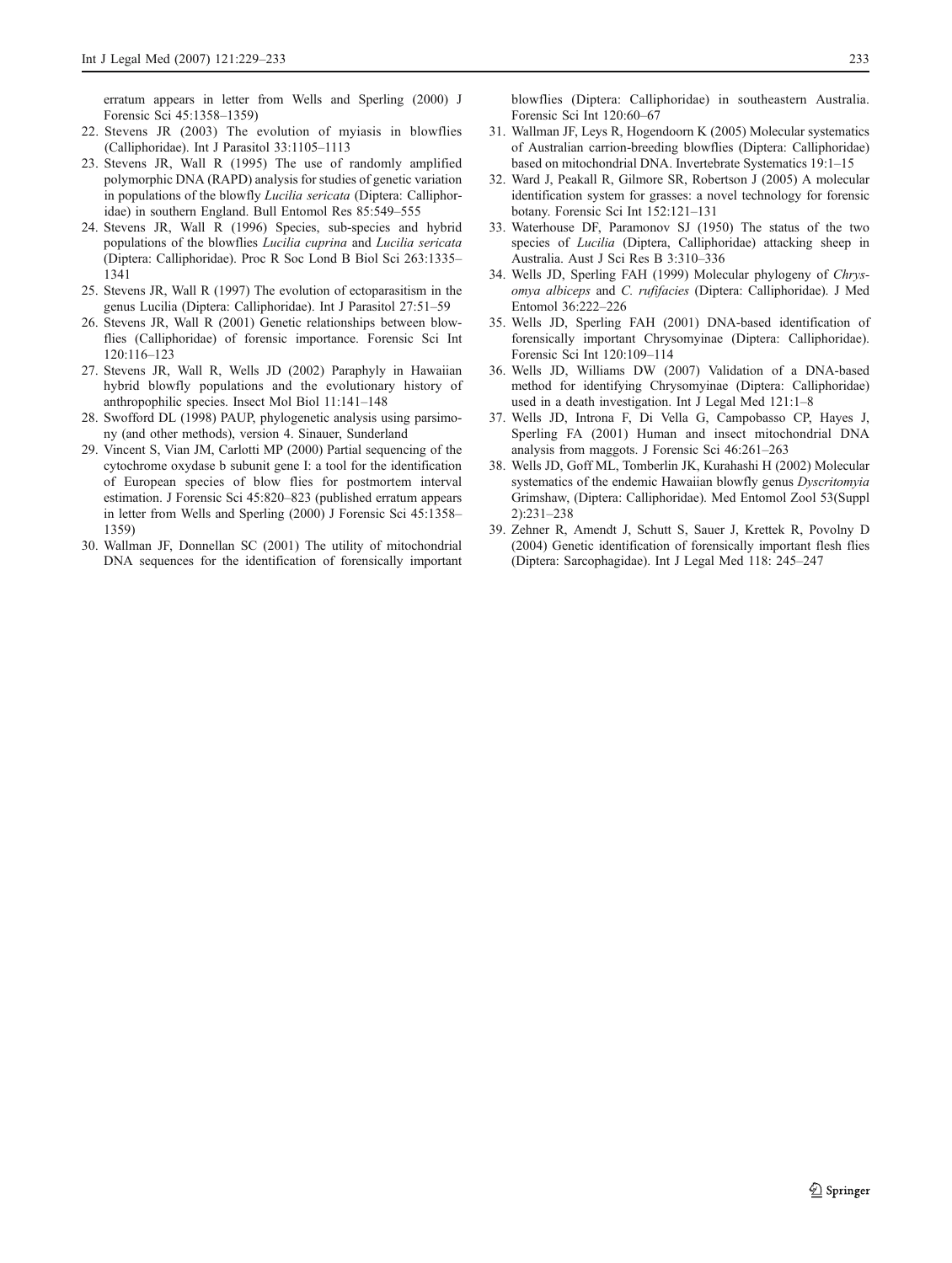erratum appears in letter from Wells and Sperling (2000) J Forensic Sci 45:1358–1359)

22. Stevens JR (2003) The evolution of myiasis in blowflies (Calliphoridae). Int J Parasitol 33:1105–1113
23. Stevens JR, Wall R (1995) The use of randomly amplified polymorphic DNA (RAPD) analysis for studies of genetic variation in populations of the blowfly *Lucilia sericata* (Diptera: Calliphoridae) in southern England. Bull Entomol Res 85:549–555
24. Stevens JR, Wall R (1996) Species, sub-species and hybrid populations of the blowflies *Lucilia cuprina* and *Lucilia sericata* (Diptera: Calliphoridae). Proc R Soc Lond B Biol Sci 263:1335–1341
25. Stevens JR, Wall R (1997) The evolution of ectoparasitism in the genus Lucilia (Diptera: Calliphoridae). Int J Parasitol 27:51–59
26. Stevens JR, Wall R (2001) Genetic relationships between blowflies (Calliphoridae) of forensic importance. Forensic Sci Int 120:116–123
27. Stevens JR, Wall R, Wells JD (2002) Paraphyly in Hawaiian hybrid blowfly populations and the evolutionary history of anthropophilic species. Insect Mol Biol 11:141–148
28. Swofford DL (1998) PAUP, phylogenetic analysis using parsimony (and other methods), version 4. Sinauer, Sunderland
29. Vincent S, Vian JM, Carlotti MP (2000) Partial sequencing of the cytochrome oxydase b subunit gene I: a tool for the identification of European species of blow flies for postmortem interval estimation. J Forensic Sci 45:820–823 (published erratum appears in letter from Wells and Sperling (2000) J Forensic Sci 45:1358–1359)
30. Wallman JF, Donnellan SC (2001) The utility of mitochondrial DNA sequences for the identification of forensically important blowflies (Diptera: Calliphoridae) in southeastern Australia. Forensic Sci Int 120:60–67
31. Wallman JF, Leys R, Hogendoorn K (2005) Molecular systematics of Australian carrion-breeding blowflies (Diptera: Calliphoridae) based on mitochondrial DNA. Invertebrate Systematics 19:1–15
32. Ward J, Peakall R, Gilmore SR, Robertson J (2005) A molecular identification system for grasses: a novel technology for forensic botany. Forensic Sci Int 152:121–131
33. Waterhouse DF, Paramonov SJ (1950) The status of the two species of *Lucilia* (Diptera, Calliphoridae) attacking sheep in Australia. Aust J Sci Res B 3:310–336
34. Wells JD, Sperling FAH (1999) Molecular phylogeny of *Chrysomya albiceps* and *C. rufifacies* (Diptera: Calliphoridae). J Med Entomol 36:222–226
35. Wells JD, Sperling FAH (2001) DNA-based identification of forensically important Chrysomyinae (Diptera: Calliphoridae). Forensic Sci Int 120:109–114
36. Wells JD, Williams DW (2007) Validation of a DNA-based method for identifying Chrysomyinae (Diptera: Calliphoridae) used in a death investigation. Int J Legal Med 121:1–8
37. Wells JD, Introna F, Di Vella G, Campobasso CP, Hayes J, Sperling FA (2001) Human and insect mitochondrial DNA analysis from maggots. J Forensic Sci 46:261–263
38. Wells JD, Goff ML, Tomberlin JK, Kurahashi H (2002) Molecular systematics of the endemic Hawaiian blowfly genus *Dyscritomyia* Grimshaw, (Diptera: Calliphoridae). Med Entomol Zool 53(Suppl 2):231–238
39. Zehner R, Amendt J, Schutt S, Sauer J, Krettek R, Povolny D (2004) Genetic identification of forensically important flesh flies (Diptera: Sarcophagidae). Int J Legal Med 118: 245–247